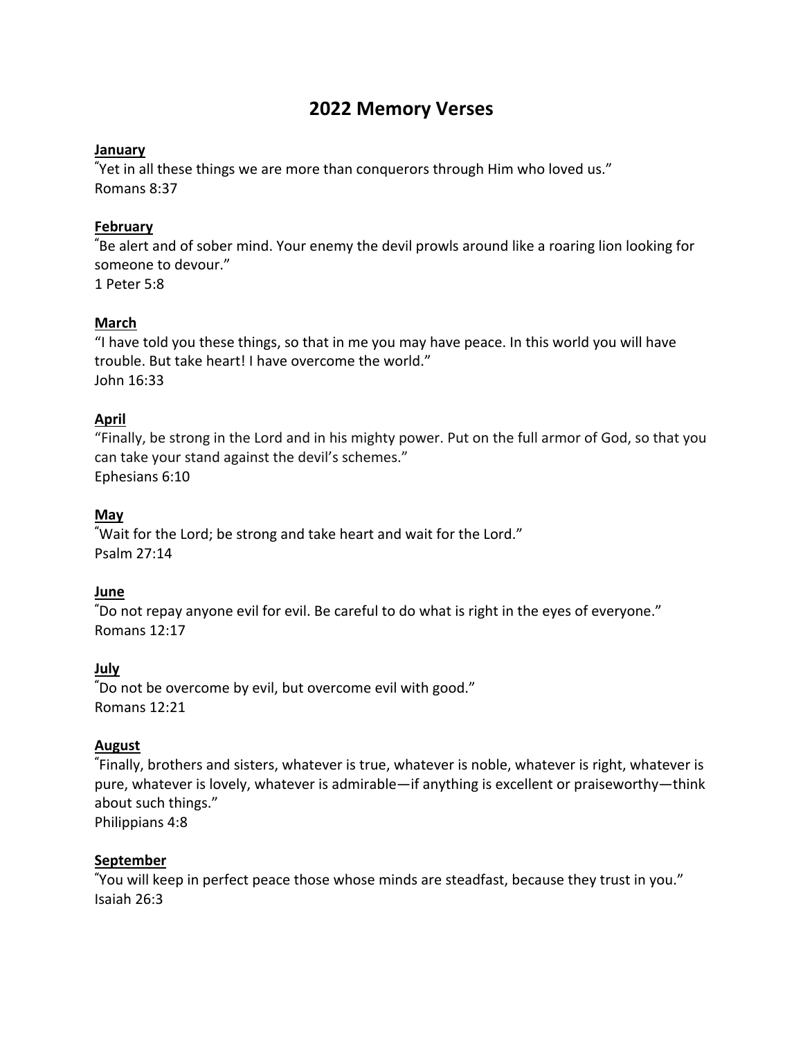# 2022 Memory Verses

**January**

"Yet in all these things we are more than conquerors through Him who loved us."
Romans 8:37

**February**

"Be alert and of sober mind. Your enemy the devil prowls around like a roaring lion looking for someone to devour."
1 Peter 5:8

**March**

"I have told you these things, so that in me you may have peace. In this world you will have trouble. But take heart! I have overcome the world."
John 16:33

**April**

"Finally, be strong in the Lord and in his mighty power. Put on the full armor of God, so that you can take your stand against the devil's schemes."
Ephesians 6:10

**May**

"Wait for the Lord; be strong and take heart and wait for the Lord."
Psalm 27:14

**June**

"Do not repay anyone evil for evil. Be careful to do what is right in the eyes of everyone."
Romans 12:17

**July**

"Do not be overcome by evil, but overcome evil with good."
Romans 12:21

**August**

"Finally, brothers and sisters, whatever is true, whatever is noble, whatever is right, whatever is pure, whatever is lovely, whatever is admirable—if anything is excellent or praiseworthy—think about such things."
Philippians 4:8

**September**

"You will keep in perfect peace those whose minds are steadfast, because they trust in you."
Isaiah 26:3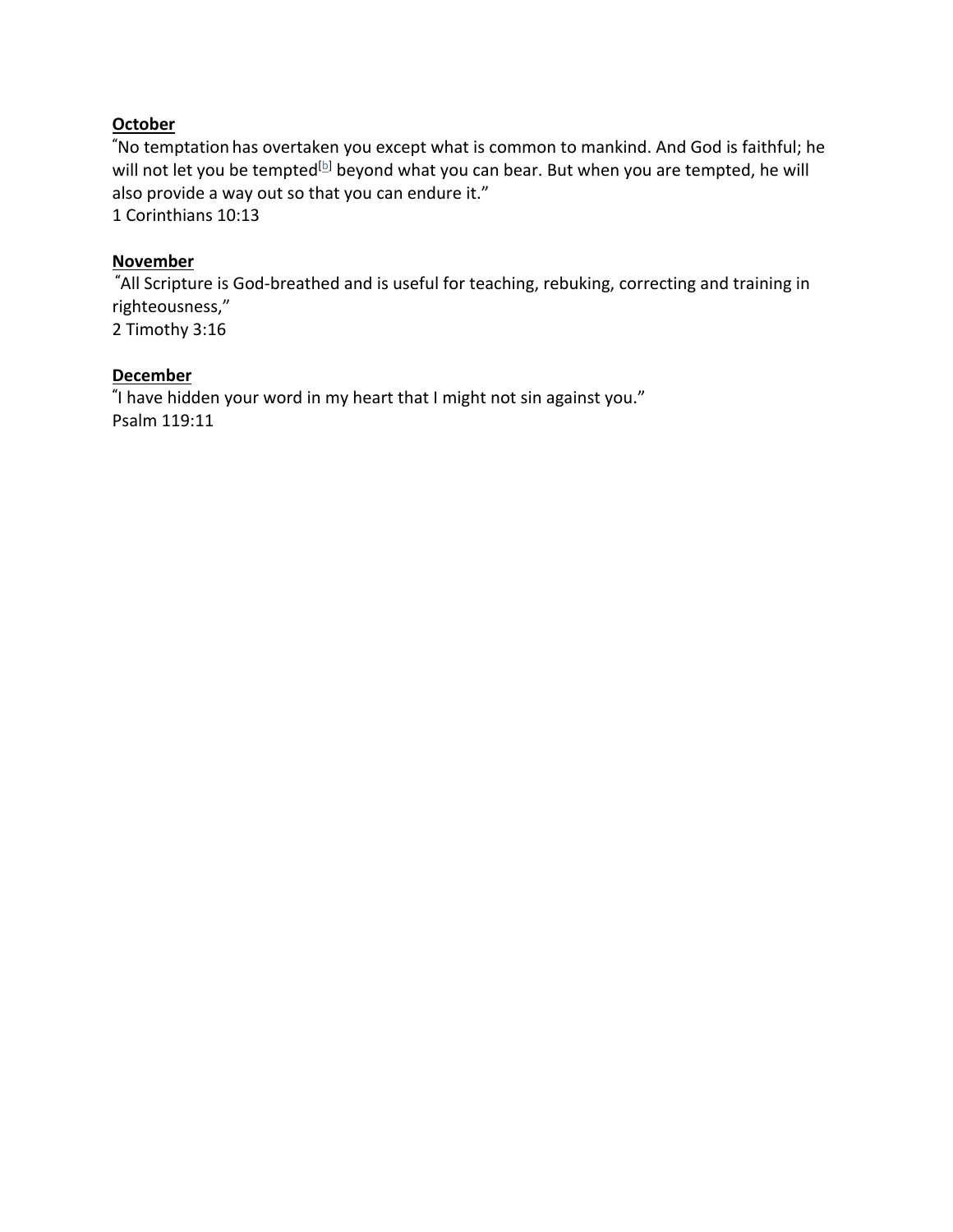**October**

"No temptation has overtaken you except what is common to mankind. And God is faithful; he will not let you be tempted[b] beyond what you can bear. But when you are tempted, he will also provide a way out so that you can endure it."
1 Corinthians 10:13

**November**

"All Scripture is God-breathed and is useful for teaching, rebuking, correcting and training in righteousness,"
2 Timothy 3:16

**December**

"I have hidden your word in my heart that I might not sin against you."
Psalm 119:11